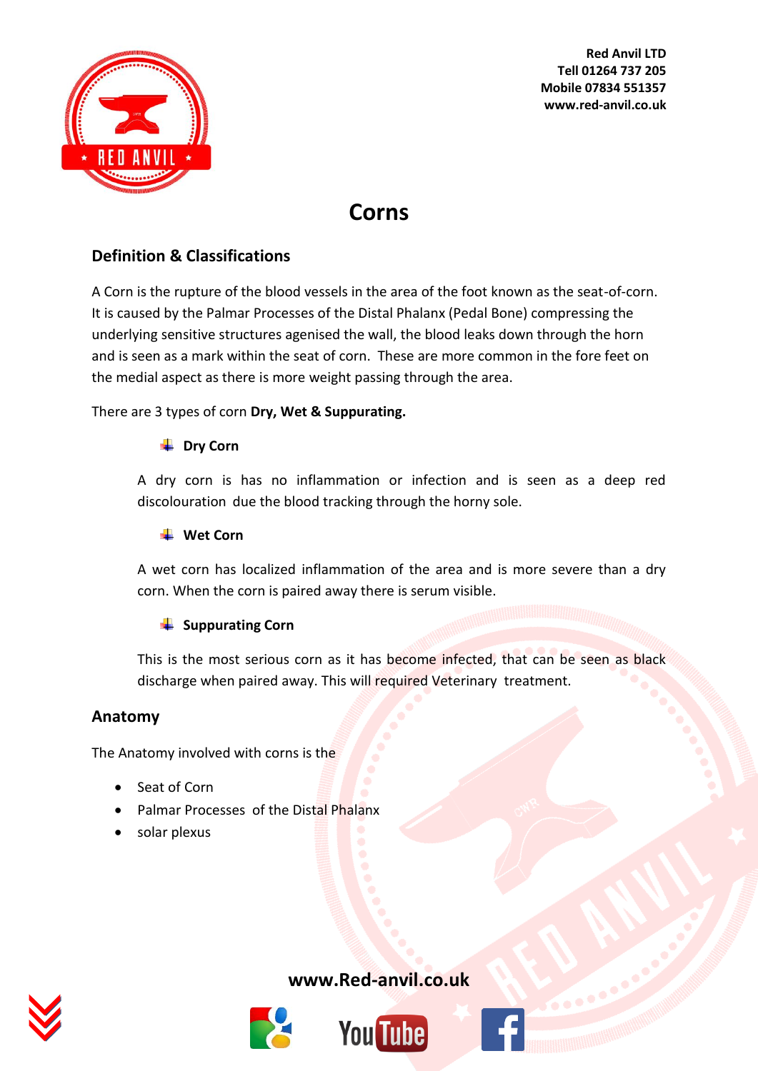Red Anvil LTD
Tell 01264 737 205
Mobile 07834 551357
www.red-anvil.co.uk

# Corns

## Definition & Classifications

A Corn is the rupture of the blood vessels in the area of the foot known as the seat-of-corn. It is caused by the Palmar Processes of the Distal Phalanx (Pedal Bone) compressing the underlying sensitive structures agenised the wall, the blood leaks down through the horn and is seen as a mark within the seat of corn. These are more common in the fore feet on the medial aspect as there is more weight passing through the area.

There are 3 types of corn **Dry, Wet & Suppurating.**

- **Dry Corn**

A dry corn is has no inflammation or infection and is seen as a deep red discolouration due the blood tracking through the horny sole.

- **Wet Corn**

A wet corn has localized inflammation of the area and is more severe than a dry corn. When the corn is paired away there is serum visible.

- **Suppurating Corn**

This is the most serious corn as it has become infected, that can be seen as black discharge when paired away. This will required Veterinary treatment.

## Anatomy

The Anatomy involved with corns is the

- Seat of Corn
- Palmar Processes of the Distal Phalanx
- solar plexus

www.Red-anvil.co.uk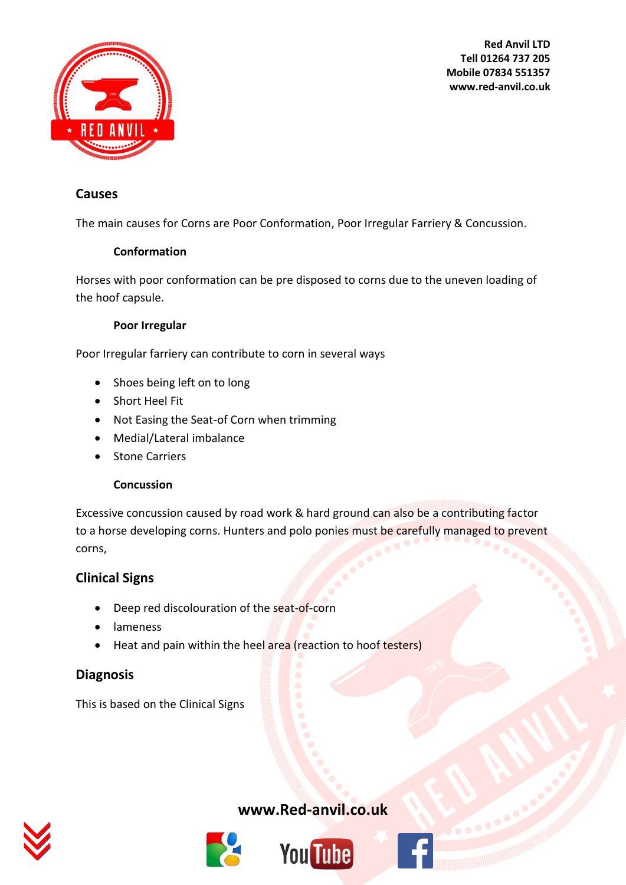## Causes

The main causes for Corns are Poor Conformation, Poor Irregular Farriery & Concussion.

### Conformation

Horses with poor conformation can be pre disposed to corns due to the uneven loading of the hoof capsule.

### Poor Irregular

Poor Irregular farriery can contribute to corn in several ways

- Shoes being left on to long
- Short Heel Fit
- Not Easing the Seat-of Corn when trimming
- Medial/Lateral imbalance
- Stone Carriers

### Concussion

Excessive concussion caused by road work & hard ground can also be a contributing factor to a horse developing corns. Hunters and polo ponies must be carefully managed to prevent corns,

## Clinical Signs

- Deep red discolouration of the seat-of-corn
- lameness
- Heat and pain within the heel area (reaction to hoof testers)

## Diagnosis

This is based on the Clinical Signs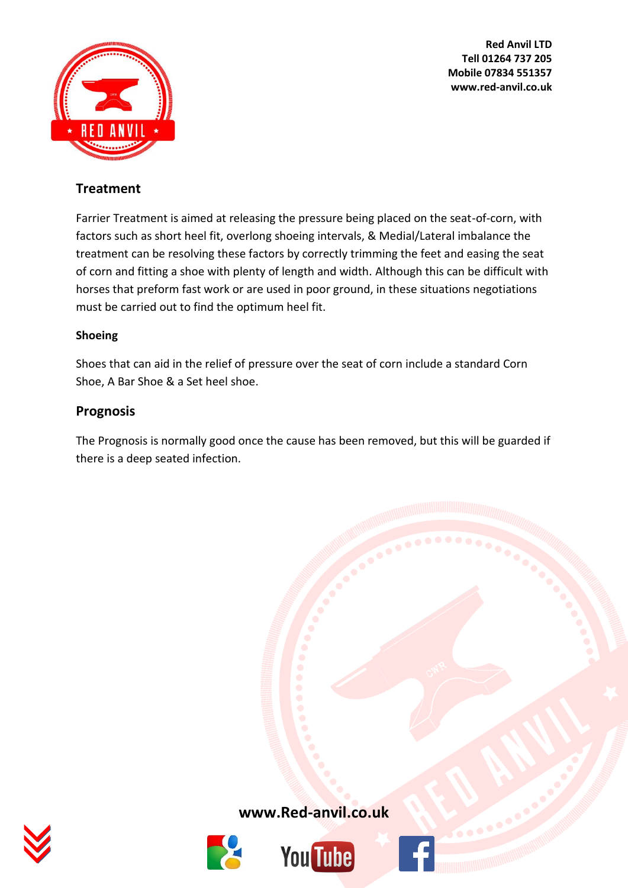## Treatment

Farrier Treatment is aimed at releasing the pressure being placed on the seat-of-corn, with factors such as short heel fit, overlong shoeing intervals, & Medial/Lateral imbalance the treatment can be resolving these factors by correctly trimming the feet and easing the seat of corn and fitting a shoe with plenty of length and width. Although this can be difficult with horses that preform fast work or are used in poor ground, in these situations negotiations must be carried out to find the optimum heel fit.

### Shoeing

Shoes that can aid in the relief of pressure over the seat of corn include a standard Corn Shoe, A Bar Shoe & a Set heel shoe.

## Prognosis

The Prognosis is normally good once the cause has been removed, but this will be guarded if there is a deep seated infection.